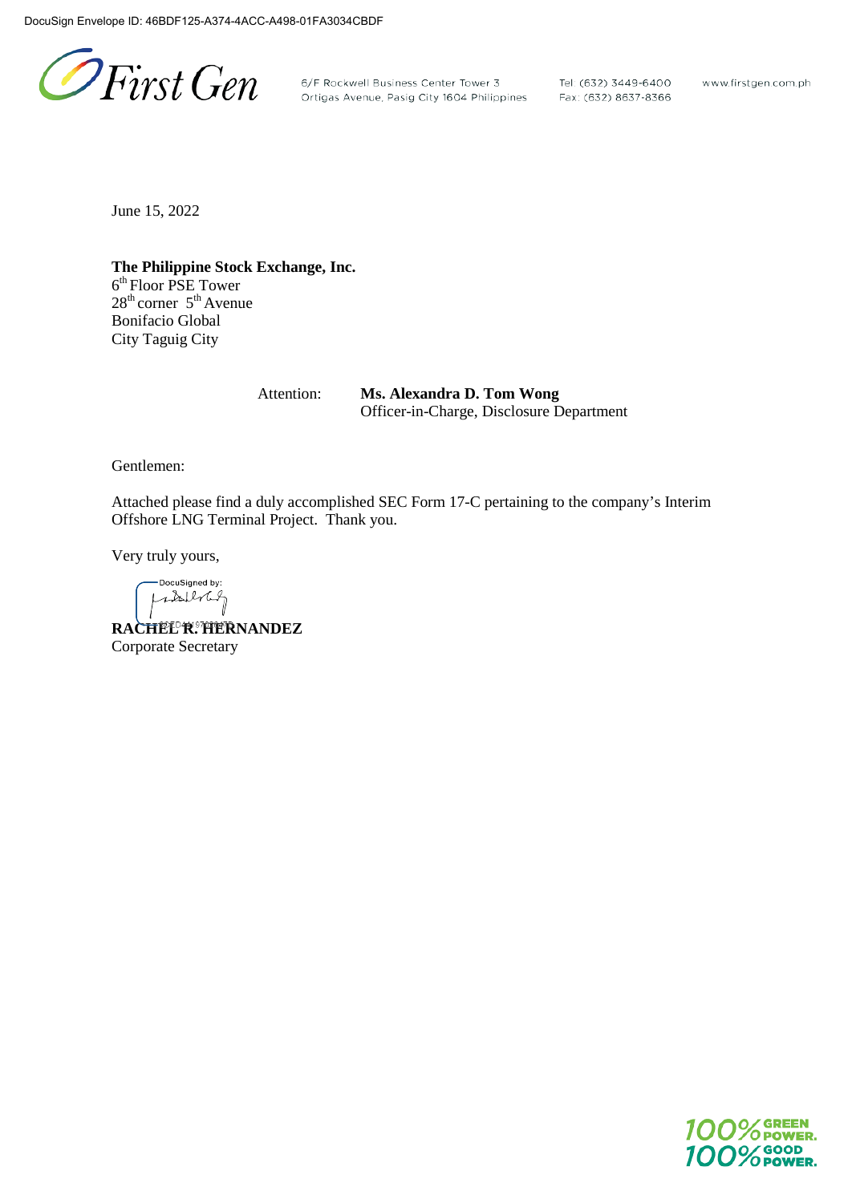DocuSign Envelope ID: 46BDF125-A374-4ACC-A498-01FA3034CBDF

First Gen

6/F Rockwell Business Center Tower 3
Ortigas Avenue, Pasig City 1604 Philippines

Tel: (632) 3449-6400
Fax: (632) 8637-8366

www.firstgen.com.ph

June 15, 2022

**The Philippine Stock Exchange, Inc.**
6th Floor PSE Tower
28th corner 5th Avenue
Bonifacio Global
City Taguig City

Attention: **Ms. Alexandra D. Tom Wong**
Officer-in-Charge, Disclosure Department

Gentlemen:

Attached please find a duly accomplished SEC Form 17-C pertaining to the company's Interim Offshore LNG Terminal Project. Thank you.

Very truly yours,

DocuSigned by:

**RACHEL R. HERNANDEZ**
Corporate Secretary

100% GREEN POWER.
100% GOOD POWER.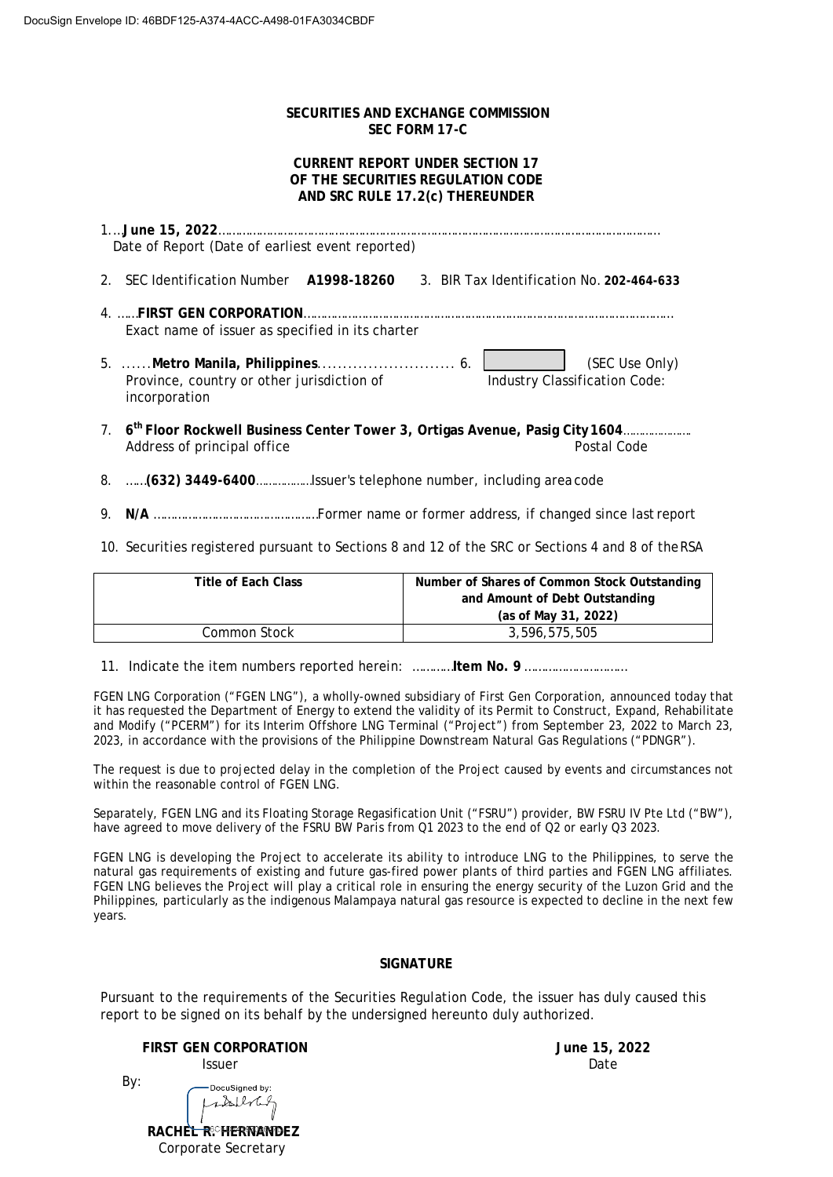DocuSign Envelope ID: 46BDF125-A374-4ACC-A498-01FA3034CBDF

**SECURITIES AND EXCHANGE COMMISSION**
**SEC FORM 17-C**

**CURRENT REPORT UNDER SECTION 17**
**OF THE SECURITIES REGULATION CODE**
**AND SRC RULE 17.2(c) THEREUNDER**

1. **June 15, 2022**
   Date of Report (Date of earliest event reported)

2. SEC Identification Number **A1998-18260** 3. BIR Tax Identification No. **202-464-633**

4. **FIRST GEN CORPORATION**
   Exact name of issuer as specified in its charter

5. **Metro Manila, Philippines** 6. (SEC Use Only)
   Province, country or other jurisdiction of incorporation — Industry Classification Code:

7. **6th Floor Rockwell Business Center Tower 3, Ortigas Avenue, Pasig City 1604**
   Address of principal office — Postal Code

8. **(632) 3449-6400** Issuer's telephone number, including area code

9. **N/A** Former name or former address, if changed since last report

10. Securities registered pursuant to Sections 8 and 12 of the SRC or Sections 4 and 8 of the RSA

| Title of Each Class | Number of Shares of Common Stock Outstanding and Amount of Debt Outstanding (as of May 31, 2022) |
|---|---|
| Common Stock | 3,596,575,505 |

11. Indicate the item numbers reported herein: **Item No. 9**

FGEN LNG Corporation ("FGEN LNG"), a wholly-owned subsidiary of First Gen Corporation, announced today that it has requested the Department of Energy to extend the validity of its Permit to Construct, Expand, Rehabilitate and Modify ("PCERM") for its Interim Offshore LNG Terminal ("Project") from September 23, 2022 to March 23, 2023, in accordance with the provisions of the Philippine Downstream Natural Gas Regulations ("PDNGR").

The request is due to projected delay in the completion of the Project caused by events and circumstances not within the reasonable control of FGEN LNG.

Separately, FGEN LNG and its Floating Storage Regasification Unit ("FSRU") provider, BW FSRU IV Pte Ltd ("BW"), have agreed to move delivery of the FSRU BW Paris from Q1 2023 to the end of Q2 or early Q3 2023.

FGEN LNG is developing the Project to accelerate its ability to introduce LNG to the Philippines, to serve the natural gas requirements of existing and future gas-fired power plants of third parties and FGEN LNG affiliates. FGEN LNG believes the Project will play a critical role in ensuring the energy security of the Luzon Grid and the Philippines, particularly as the indigenous Malampaya natural gas resource is expected to decline in the next few years.

**SIGNATURE**

Pursuant to the requirements of the Securities Regulation Code, the issuer has duly caused this report to be signed on its behalf by the undersigned hereunto duly authorized.

**FIRST GEN CORPORATION** — **June 15, 2022**
Issuer — Date

By:

DocuSigned by:

**RACHEL R. HERNANDEZ**
Corporate Secretary